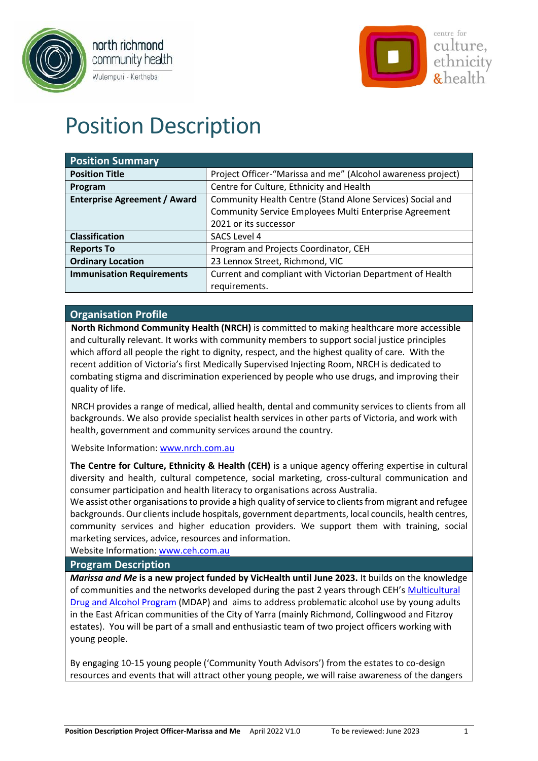# Position Description

| Position Summary | |
|---|---|
| **Position Title** | Project Officer-"Marissa and me" (Alcohol awareness project) |
| **Program** | Centre for Culture, Ethnicity and Health |
| **Enterprise Agreement / Award** | Community Health Centre (Stand Alone Services) Social and Community Service Employees Multi Enterprise Agreement 2021 or its successor |
| **Classification** | SACS Level 4 |
| **Reports To** | Program and Projects Coordinator, CEH |
| **Ordinary Location** | 23 Lennox Street, Richmond, VIC |
| **Immunisation Requirements** | Current and compliant with Victorian Department of Health requirements. |

## Organisation Profile

**North Richmond Community Health (NRCH)** is committed to making healthcare more accessible and culturally relevant. It works with community members to support social justice principles which afford all people the right to dignity, respect, and the highest quality of care. With the recent addition of Victoria's first Medically Supervised Injecting Room, NRCH is dedicated to combating stigma and discrimination experienced by people who use drugs, and improving their quality of life.

NRCH provides a range of medical, allied health, dental and community services to clients from all backgrounds. We also provide specialist health services in other parts of Victoria, and work with health, government and community services around the country.

Website Information: www.nrch.com.au

**The Centre for Culture, Ethnicity & Health (CEH)** is a unique agency offering expertise in cultural diversity and health, cultural competence, social marketing, cross-cultural communication and consumer participation and health literacy to organisations across Australia.
We assist other organisations to provide a high quality of service to clients from migrant and refugee backgrounds. Our clients include hospitals, government departments, local councils, health centres, community services and higher education providers. We support them with training, social marketing services, advice, resources and information.
Website Information: www.ceh.com.au

## Program Description

***Marissa and Me* is a new project funded by VicHealth until June 2023.** It builds on the knowledge of communities and the networks developed during the past 2 years through CEH's Multicultural Drug and Alcohol Program (MDAP) and aims to address problematic alcohol use by young adults in the East African communities of the City of Yarra (mainly Richmond, Collingwood and Fitzroy estates). You will be part of a small and enthusiastic team of two project officers working with young people.

By engaging 10-15 young people ('Community Youth Advisors') from the estates to co-design resources and events that will attract other young people, we will raise awareness of the dangers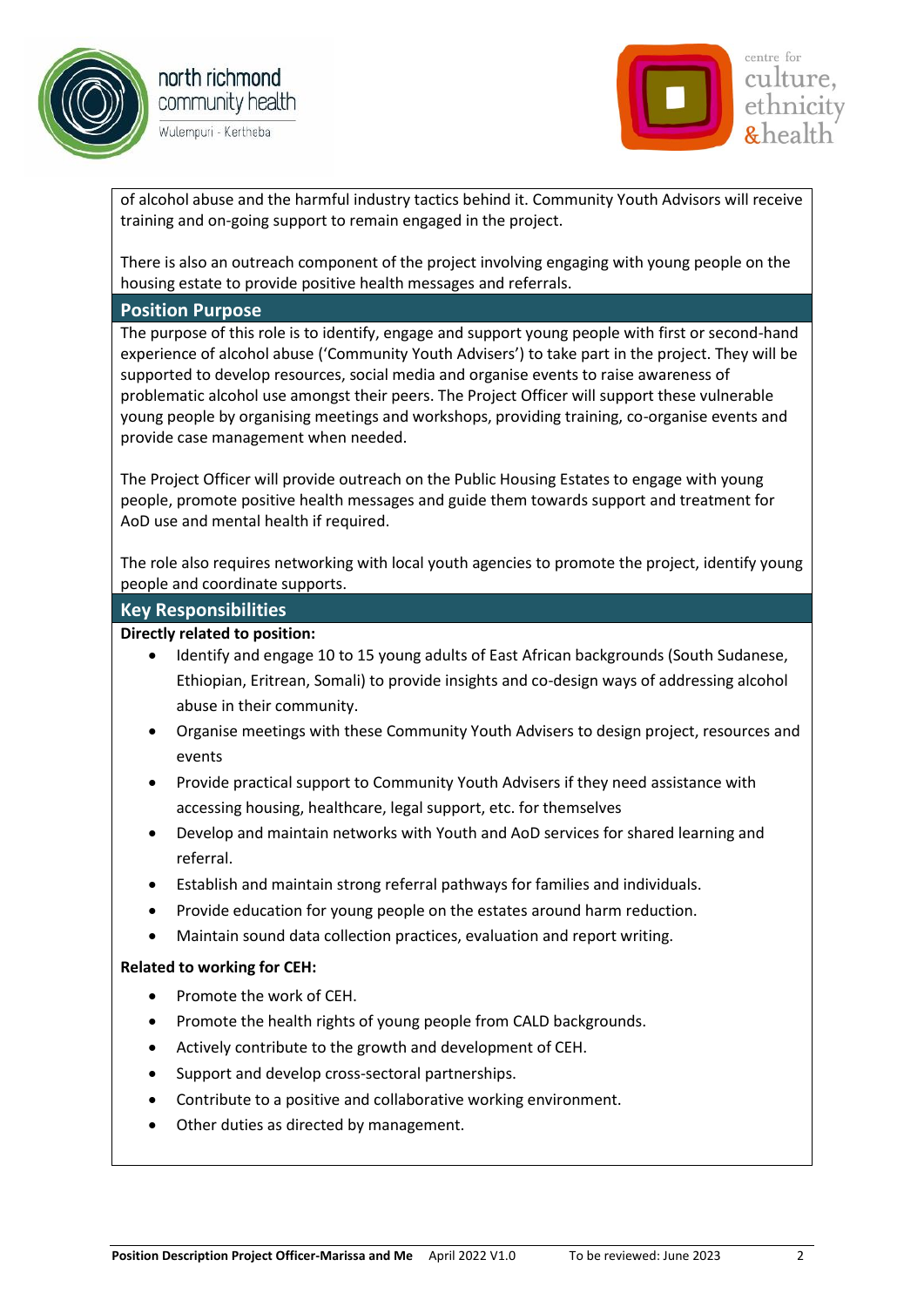of alcohol abuse and the harmful industry tactics behind it. Community Youth Advisors will receive training and on-going support to remain engaged in the project.

There is also an outreach component of the project involving engaging with young people on the housing estate to provide positive health messages and referrals.

## Position Purpose

The purpose of this role is to identify, engage and support young people with first or second-hand experience of alcohol abuse ('Community Youth Advisers') to take part in the project. They will be supported to develop resources, social media and organise events to raise awareness of problematic alcohol use amongst their peers. The Project Officer will support these vulnerable young people by organising meetings and workshops, providing training, co-organise events and provide case management when needed.

The Project Officer will provide outreach on the Public Housing Estates to engage with young people, promote positive health messages and guide them towards support and treatment for AoD use and mental health if required.

The role also requires networking with local youth agencies to promote the project, identify young people and coordinate supports.

## Key Responsibilities

**Directly related to position:**

- Identify and engage 10 to 15 young adults of East African backgrounds (South Sudanese, Ethiopian, Eritrean, Somali) to provide insights and co-design ways of addressing alcohol abuse in their community.
- Organise meetings with these Community Youth Advisers to design project, resources and events
- Provide practical support to Community Youth Advisers if they need assistance with accessing housing, healthcare, legal support, etc. for themselves
- Develop and maintain networks with Youth and AoD services for shared learning and referral.
- Establish and maintain strong referral pathways for families and individuals.
- Provide education for young people on the estates around harm reduction.
- Maintain sound data collection practices, evaluation and report writing.

**Related to working for CEH:**

- Promote the work of CEH.
- Promote the health rights of young people from CALD backgrounds.
- Actively contribute to the growth and development of CEH.
- Support and develop cross-sectoral partnerships.
- Contribute to a positive and collaborative working environment.
- Other duties as directed by management.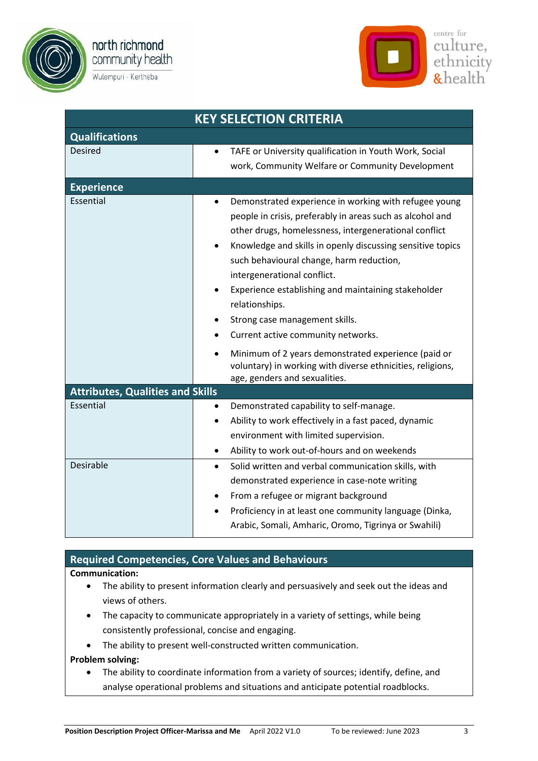## KEY SELECTION CRITERIA

| **Qualifications** | |
|---|---|
| Desired | • TAFE or University qualification in Youth Work, Social work, Community Welfare or Community Development |
| **Experience** | |
| Essential | • Demonstrated experience in working with refugee young people in crisis, preferably in areas such as alcohol and other drugs, homelessness, intergenerational conflict<br>• Knowledge and skills in openly discussing sensitive topics such behavioural change, harm reduction, intergenerational conflict.<br>• Experience establishing and maintaining stakeholder relationships.<br>• Strong case management skills.<br>• Current active community networks.<br>• Minimum of 2 years demonstrated experience (paid or voluntary) in working with diverse ethnicities, religions, age, genders and sexualities. |
| **Attributes, Qualities and Skills** | |
| Essential | • Demonstrated capability to self-manage.<br>• Ability to work effectively in a fast paced, dynamic environment with limited supervision.<br>• Ability to work out-of-hours and on weekends |
| Desirable | • Solid written and verbal communication skills, with demonstrated experience in case-note writing<br>• From a refugee or migrant background<br>• Proficiency in at least one community language (Dinka, Arabic, Somali, Amharic, Oromo, Tigrinya or Swahili) |

## Required Competencies, Core Values and Behaviours

**Communication:**

- The ability to present information clearly and persuasively and seek out the ideas and views of others.
- The capacity to communicate appropriately in a variety of settings, while being consistently professional, concise and engaging.
- The ability to present well-constructed written communication.

**Problem solving:**

- The ability to coordinate information from a variety of sources; identify, define, and analyse operational problems and situations and anticipate potential roadblocks.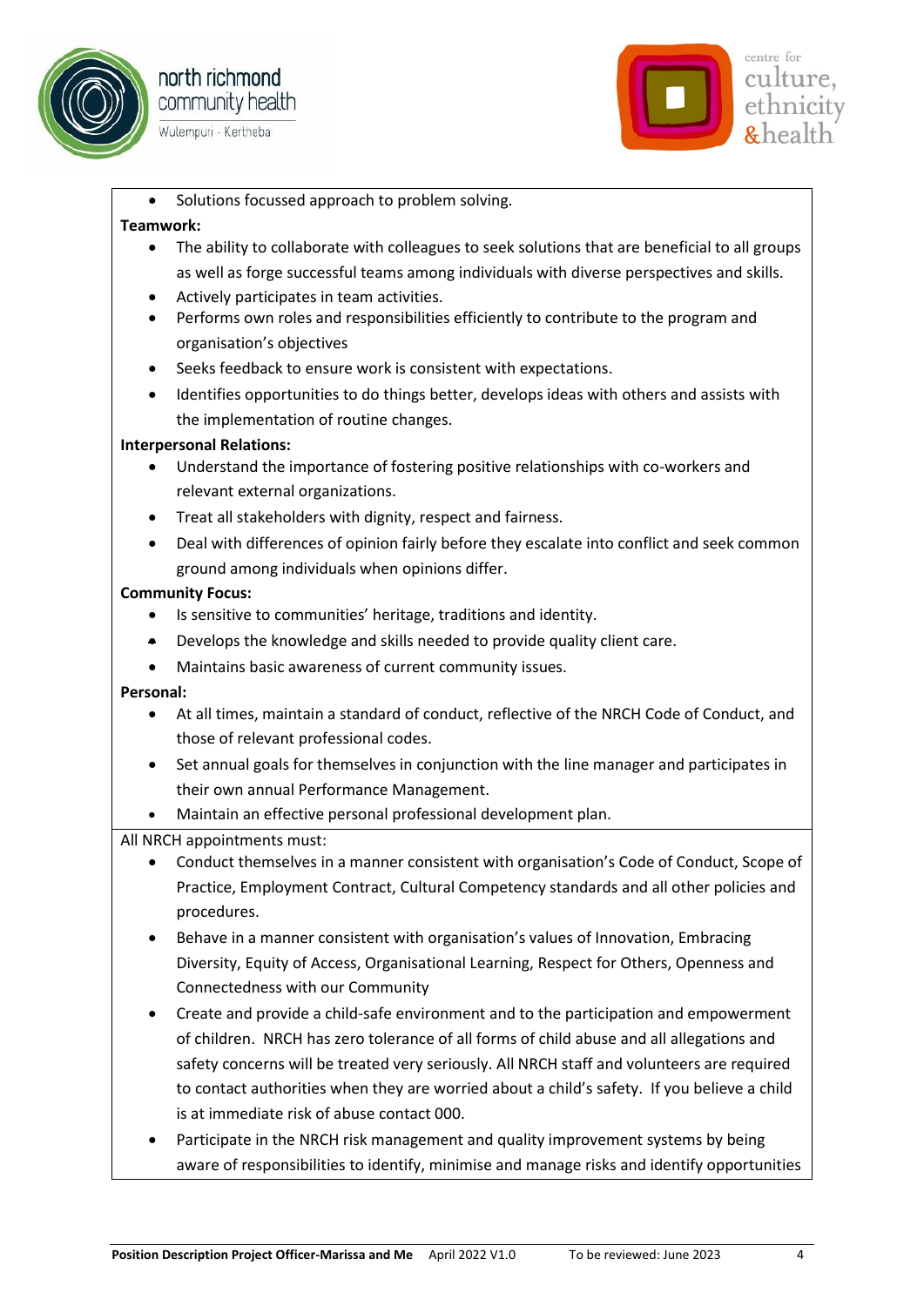- Solutions focussed approach to problem solving.

**Teamwork:**

- The ability to collaborate with colleagues to seek solutions that are beneficial to all groups as well as forge successful teams among individuals with diverse perspectives and skills.
- Actively participates in team activities.
- Performs own roles and responsibilities efficiently to contribute to the program and organisation's objectives
- Seeks feedback to ensure work is consistent with expectations.
- Identifies opportunities to do things better, develops ideas with others and assists with the implementation of routine changes.

**Interpersonal Relations:**

- Understand the importance of fostering positive relationships with co-workers and relevant external organizations.
- Treat all stakeholders with dignity, respect and fairness.
- Deal with differences of opinion fairly before they escalate into conflict and seek common ground among individuals when opinions differ.

**Community Focus:**

- Is sensitive to communities' heritage, traditions and identity.
- Develops the knowledge and skills needed to provide quality client care.
- Maintains basic awareness of current community issues.

**Personal:**

- At all times, maintain a standard of conduct, reflective of the NRCH Code of Conduct, and those of relevant professional codes.
- Set annual goals for themselves in conjunction with the line manager and participates in their own annual Performance Management.
- Maintain an effective personal professional development plan.

All NRCH appointments must:

- Conduct themselves in a manner consistent with organisation's Code of Conduct, Scope of Practice, Employment Contract, Cultural Competency standards and all other policies and procedures.
- Behave in a manner consistent with organisation's values of Innovation, Embracing Diversity, Equity of Access, Organisational Learning, Respect for Others, Openness and Connectedness with our Community
- Create and provide a child-safe environment and to the participation and empowerment of children. NRCH has zero tolerance of all forms of child abuse and all allegations and safety concerns will be treated very seriously. All NRCH staff and volunteers are required to contact authorities when they are worried about a child's safety. If you believe a child is at immediate risk of abuse contact 000.
- Participate in the NRCH risk management and quality improvement systems by being aware of responsibilities to identify, minimise and manage risks and identify opportunities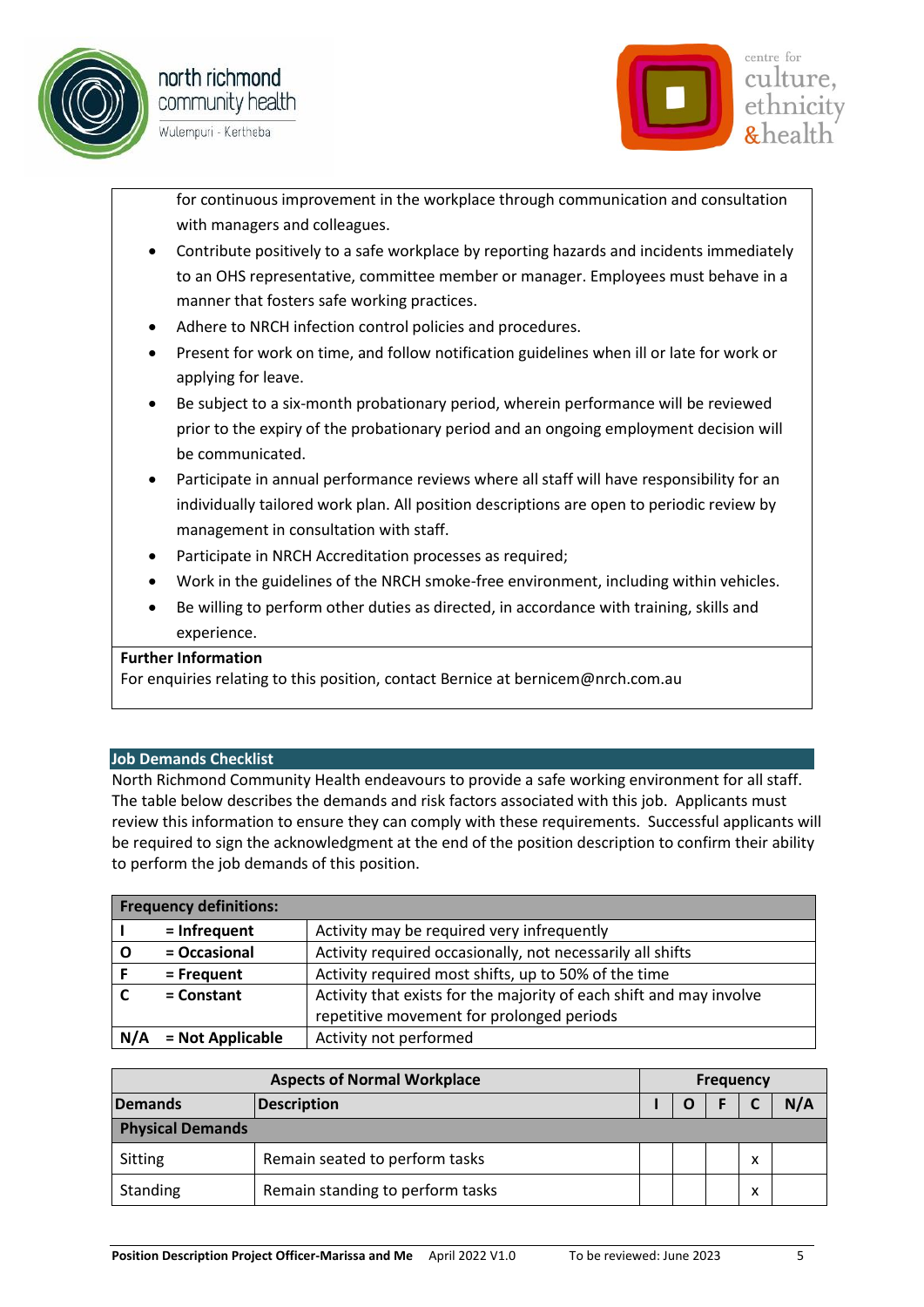for continuous improvement in the workplace through communication and consultation with managers and colleagues.

- Contribute positively to a safe workplace by reporting hazards and incidents immediately to an OHS representative, committee member or manager. Employees must behave in a manner that fosters safe working practices.
- Adhere to NRCH infection control policies and procedures.
- Present for work on time, and follow notification guidelines when ill or late for work or applying for leave.
- Be subject to a six-month probationary period, wherein performance will be reviewed prior to the expiry of the probationary period and an ongoing employment decision will be communicated.
- Participate in annual performance reviews where all staff will have responsibility for an individually tailored work plan. All position descriptions are open to periodic review by management in consultation with staff.
- Participate in NRCH Accreditation processes as required;
- Work in the guidelines of the NRCH smoke-free environment, including within vehicles.
- Be willing to perform other duties as directed, in accordance with training, skills and experience.

**Further Information**

For enquiries relating to this position, contact Bernice at bernicem@nrch.com.au

## Job Demands Checklist

North Richmond Community Health endeavours to provide a safe working environment for all staff. The table below describes the demands and risk factors associated with this job. Applicants must review this information to ensure they can comply with these requirements. Successful applicants will be required to sign the acknowledgment at the end of the position description to confirm their ability to perform the job demands of this position.

| **Frequency definitions:** | | |
|---|---|---|
| **I** | **= Infrequent** | Activity may be required very infrequently |
| **O** | **= Occasional** | Activity required occasionally, not necessarily all shifts |
| **F** | **= Frequent** | Activity required most shifts, up to 50% of the time |
| **C** | **= Constant** | Activity that exists for the majority of each shift and may involve repetitive movement for prolonged periods |
| **N/A** | **= Not Applicable** | Activity not performed |

| **Aspects of Normal Workplace** | | **Frequency** | | | | |
|---|---|---|---|---|---|---|
| **Demands** | **Description** | **I** | **O** | **F** | **C** | **N/A** |
| **Physical Demands** | | | | | | |
| Sitting | Remain seated to perform tasks | | | | x | |
| Standing | Remain standing to perform tasks | | | | x | |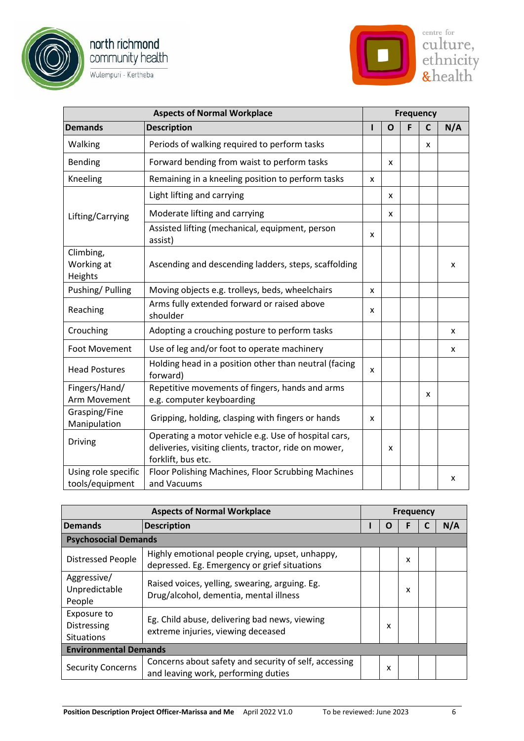| Aspects of Normal Workplace | | Frequency | | | | |
|---|---|---|---|---|---|---|
| **Demands** | **Description** | **I** | **O** | **F** | **C** | **N/A** |
| Walking | Periods of walking required to perform tasks | | | | x | |
| Bending | Forward bending from waist to perform tasks | | x | | | |
| Kneeling | Remaining in a kneeling position to perform tasks | x | | | | |
| Lifting/Carrying | Light lifting and carrying | | x | | | |
| | Moderate lifting and carrying | | x | | | |
| | Assisted lifting (mechanical, equipment, person assist) | x | | | | |
| Climbing, Working at Heights | Ascending and descending ladders, steps, scaffolding | | | | | x |
| Pushing/ Pulling | Moving objects e.g. trolleys, beds, wheelchairs | x | | | | |
| Reaching | Arms fully extended forward or raised above shoulder | x | | | | |
| Crouching | Adopting a crouching posture to perform tasks | | | | | x |
| Foot Movement | Use of leg and/or foot to operate machinery | | | | | x |
| Head Postures | Holding head in a position other than neutral (facing forward) | x | | | | |
| Fingers/Hand/ Arm Movement | Repetitive movements of fingers, hands and arms e.g. computer keyboarding | | | | x | |
| Grasping/Fine Manipulation | Gripping, holding, clasping with fingers or hands | x | | | | |
| Driving | Operating a motor vehicle e.g. Use of hospital cars, deliveries, visiting clients, tractor, ride on mower, forklift, bus etc. | | x | | | |
| Using role specific tools/equipment | Floor Polishing Machines, Floor Scrubbing Machines and Vacuums | | | | | x |

| Aspects of Normal Workplace | | Frequency | | | | |
|---|---|---|---|---|---|---|
| **Demands** | **Description** | **I** | **O** | **F** | **C** | **N/A** |
| **Psychosocial Demands** | | | | | | |
| Distressed People | Highly emotional people crying, upset, unhappy, depressed. Eg. Emergency or grief situations | | | x | | |
| Aggressive/ Unpredictable People | Raised voices, yelling, swearing, arguing. Eg. Drug/alcohol, dementia, mental illness | | | x | | |
| Exposure to Distressing Situations | Eg. Child abuse, delivering bad news, viewing extreme injuries, viewing deceased | | x | | | |
| **Environmental Demands** | | | | | | |
| Security Concerns | Concerns about safety and security of self, accessing and leaving work, performing duties | | x | | | |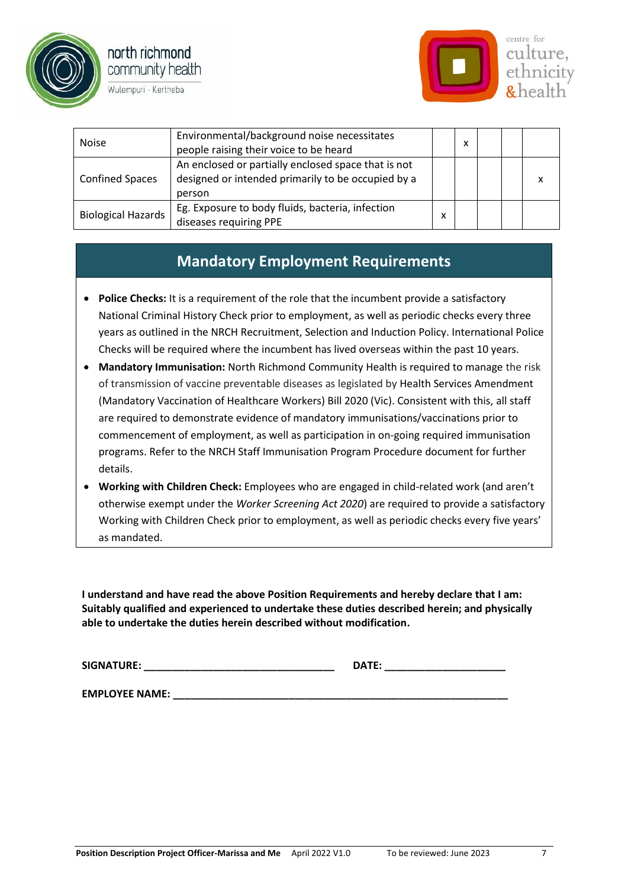| | | | | | | |
|---|---|---|---|---|---|---|
| Noise | Environmental/background noise necessitates people raising their voice to be heard | | x | | | |
| Confined Spaces | An enclosed or partially enclosed space that is not designed or intended primarily to be occupied by a person | | | | | x |
| Biological Hazards | Eg. Exposure to body fluids, bacteria, infection diseases requiring PPE | x | | | | |

## Mandatory Employment Requirements

- **Police Checks:** It is a requirement of the role that the incumbent provide a satisfactory National Criminal History Check prior to employment, as well as periodic checks every three years as outlined in the NRCH Recruitment, Selection and Induction Policy. International Police Checks will be required where the incumbent has lived overseas within the past 10 years.
- **Mandatory Immunisation:** North Richmond Community Health is required to manage the risk of transmission of vaccine preventable diseases as legislated by Health Services Amendment (Mandatory Vaccination of Healthcare Workers) Bill 2020 (Vic). Consistent with this, all staff are required to demonstrate evidence of mandatory immunisations/vaccinations prior to commencement of employment, as well as participation in on-going required immunisation programs. Refer to the NRCH Staff Immunisation Program Procedure document for further details.
- **Working with Children Check:** Employees who are engaged in child-related work (and aren't otherwise exempt under the *Worker Screening Act 2020*) are required to provide a satisfactory Working with Children Check prior to employment, as well as periodic checks every five years' as mandated.

**I understand and have read the above Position Requirements and hereby declare that I am: Suitably qualified and experienced to undertake these duties described herein; and physically able to undertake the duties herein described without modification.**

**SIGNATURE:** ________________________________ **DATE:** ____________________

**EMPLOYEE NAME:** ____________________________________________________________